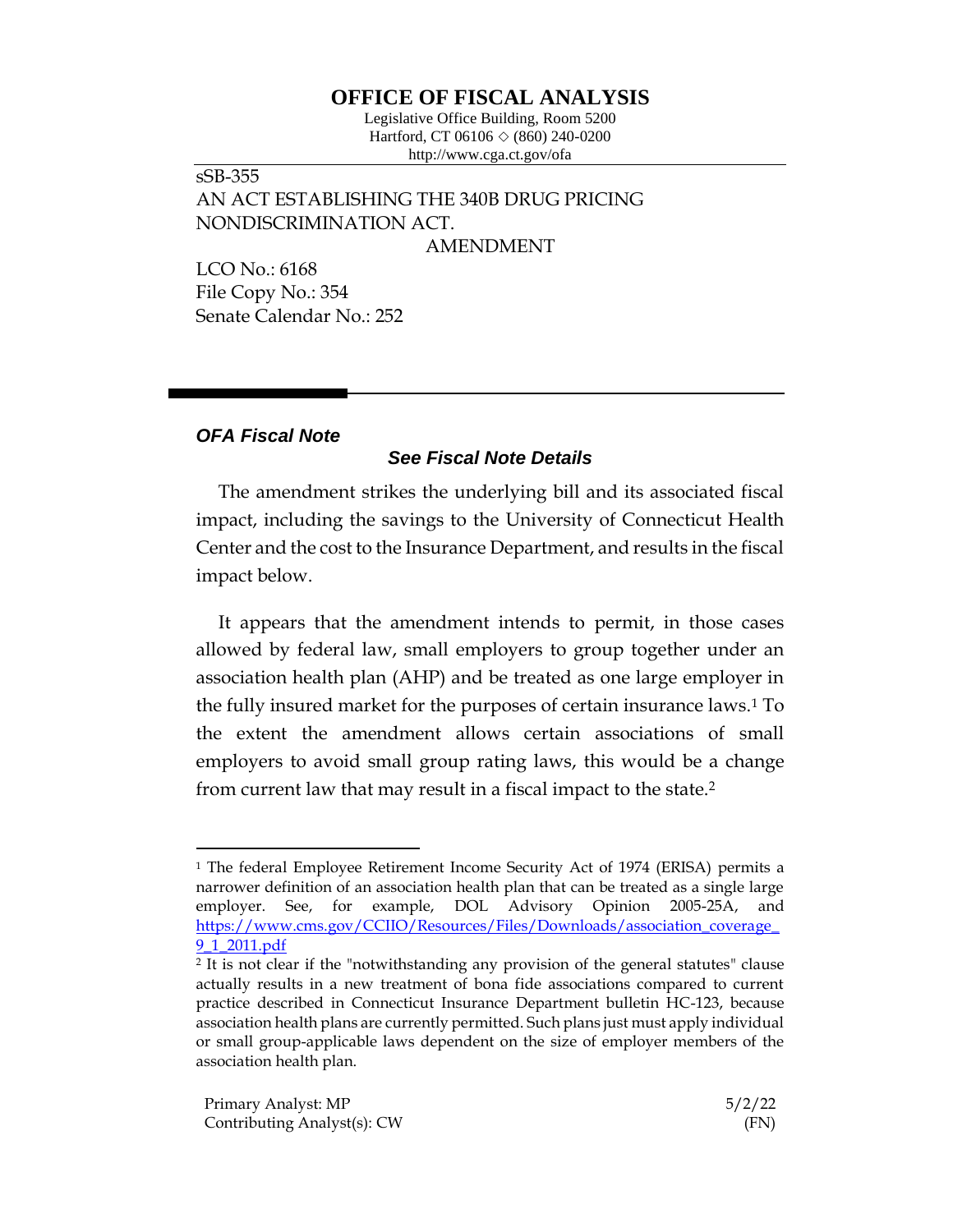# OFFICE OF FISCAL ANALYSIS

Legislative Office Building, Room 5200
Hartford, CT 06106 ◇ (860) 240-0200
http://www.cga.ct.gov/ofa

sSB-355
AN ACT ESTABLISHING THE 340B DRUG PRICING NONDISCRIMINATION ACT.

AMENDMENT

LCO No.: 6168
File Copy No.: 354
Senate Calendar No.: 252

***OFA Fiscal Note***

***See Fiscal Note Details***

The amendment strikes the underlying bill and its associated fiscal impact, including the savings to the University of Connecticut Health Center and the cost to the Insurance Department, and results in the fiscal impact below.

It appears that the amendment intends to permit, in those cases allowed by federal law, small employers to group together under an association health plan (AHP) and be treated as one large employer in the fully insured market for the purposes of certain insurance laws.[1] To the extent the amendment allows certain associations of small employers to avoid small group rating laws, this would be a change from current law that may result in a fiscal impact to the state.[2]

[1] The federal Employee Retirement Income Security Act of 1974 (ERISA) permits a narrower definition of an association health plan that can be treated as a single large employer. See, for example, DOL Advisory Opinion 2005-25A, and https://www.cms.gov/CCIIO/Resources/Files/Downloads/association_coverage_9_1_2011.pdf

[2] It is not clear if the "notwithstanding any provision of the general statutes" clause actually results in a new treatment of bona fide associations compared to current practice described in Connecticut Insurance Department bulletin HC-123, because association health plans are currently permitted. Such plans just must apply individual or small group-applicable laws dependent on the size of employer members of the association health plan.

Primary Analyst: MP
Contributing Analyst(s): CW

5/2/22
(FN)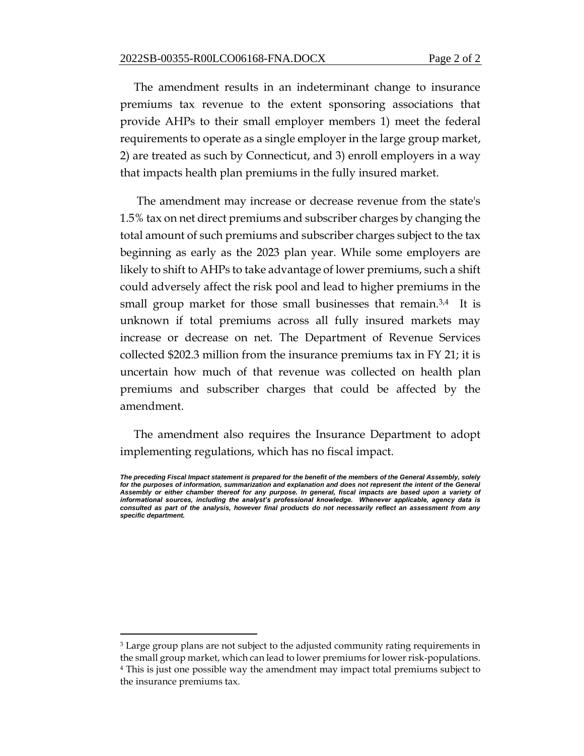The amendment results in an indeterminant change to insurance premiums tax revenue to the extent sponsoring associations that provide AHPs to their small employer members 1) meet the federal requirements to operate as a single employer in the large group market, 2) are treated as such by Connecticut, and 3) enroll employers in a way that impacts health plan premiums in the fully insured market.

The amendment may increase or decrease revenue from the state's 1.5% tax on net direct premiums and subscriber charges by changing the total amount of such premiums and subscriber charges subject to the tax beginning as early as the 2023 plan year. While some employers are likely to shift to AHPs to take advantage of lower premiums, such a shift could adversely affect the risk pool and lead to higher premiums in the small group market for those small businesses that remain.[3,4] It is unknown if total premiums across all fully insured markets may increase or decrease on net. The Department of Revenue Services collected $202.3 million from the insurance premiums tax in FY 21; it is uncertain how much of that revenue was collected on health plan premiums and subscriber charges that could be affected by the amendment.

The amendment also requires the Insurance Department to adopt implementing regulations, which has no fiscal impact.

***The preceding Fiscal Impact statement is prepared for the benefit of the members of the General Assembly, solely for the purposes of information, summarization and explanation and does not represent the intent of the General Assembly or either chamber thereof for any purpose. In general, fiscal impacts are based upon a variety of informational sources, including the analyst's professional knowledge. Whenever applicable, agency data is consulted as part of the analysis, however final products do not necessarily reflect an assessment from any specific department.***

---

[3] Large group plans are not subject to the adjusted community rating requirements in the small group market, which can lead to lower premiums for lower risk-populations.

[4] This is just one possible way the amendment may impact total premiums subject to the insurance premiums tax.